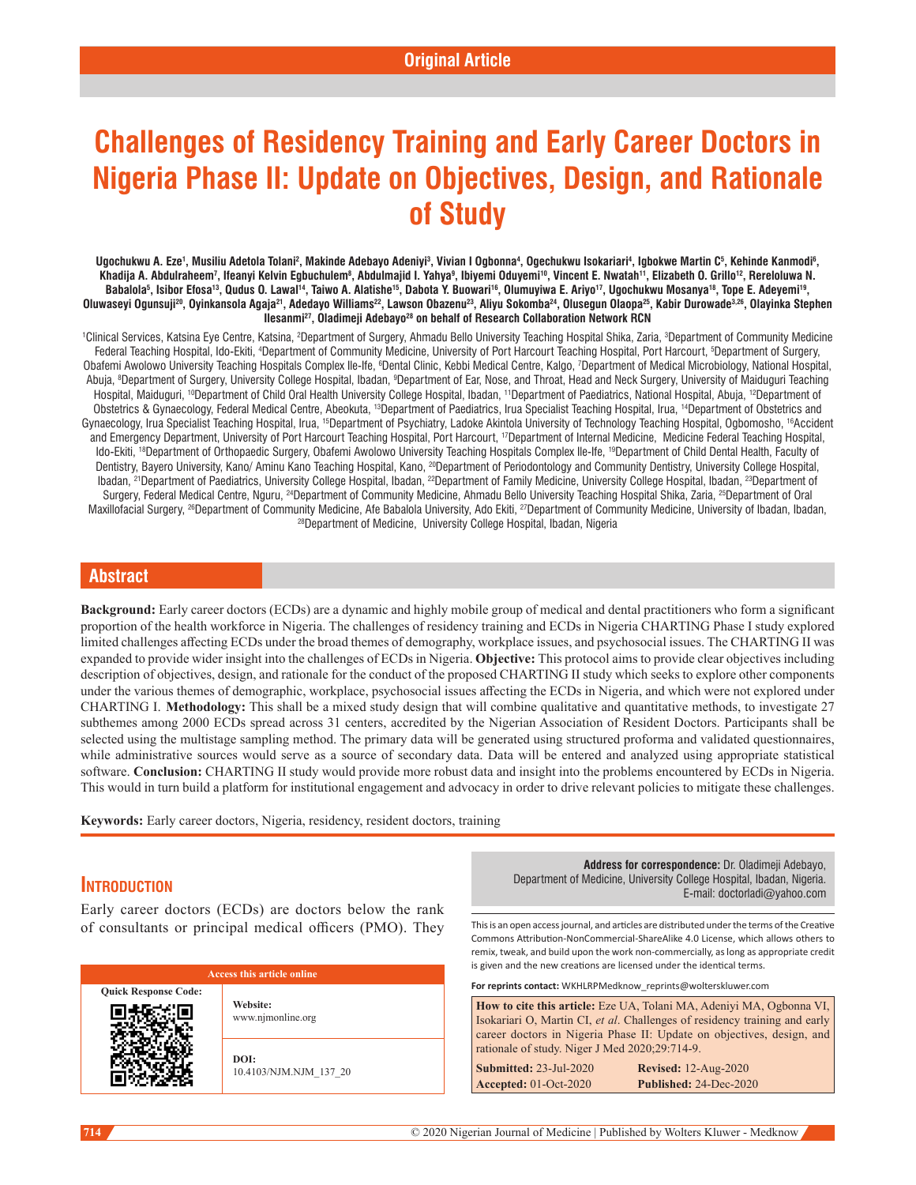Original Article

# Challenges of Residency Training and Early Career Doctors in Nigeria Phase II: Update on Objectives, Design, and Rationale of Study

**Ugochukwu A. Eze[1], Musiliu Adetola Tolani[2], Makinde Adebayo Adeniyi[3], Vivian I Ogbonna[4], Ogechukwu Isokariari[4], Igbokwe Martin C[5], Kehinde Kanmodi[6], Khadija A. Abdulraheem[7], Ifeanyi Kelvin Egbuchulem[8], Abdulmajid I. Yahya[9], Ibiyemi Oduyemi[10], Vincent E. Nwatah[11], Elizabeth O. Grillo[12], Rereloluwa N. Babalola[5], Isibor Efosa[13], Qudus O. Lawal[14], Taiwo A. Alatishe[15], Dabota Y. Buowari[16], Olumuyiwa E. Ariyo[17], Ugochukwu Mosanya[18], Tope E. Adeyemi[19], Oluwaseyi Ogunsuji[20], Oyinkansola Agaja[21], Adedayo Williams[22], Lawson Obazenu[23], Aliyu Sokomba[24], Olusegun Olaopa[25], Kabir Durowade[3,26], Olayinka Stephen Ilesanmi[27], Oladimeji Adebayo[28] on behalf of Research Collaboration Network RCN**

[1]Clinical Services, Katsina Eye Centre, Katsina, [2]Department of Surgery, Ahmadu Bello University Teaching Hospital Shika, Zaria, [3]Department of Community Medicine Federal Teaching Hospital, Ido-Ekiti, [4]Department of Community Medicine, University of Port Harcourt Teaching Hospital, Port Harcourt, [5]Department of Surgery, Obafemi Awolowo University Teaching Hospitals Complex Ile-Ife, [6]Dental Clinic, Kebbi Medical Centre, Kalgo, [7]Department of Medical Microbiology, National Hospital, Abuja, [8]Department of Surgery, University College Hospital, Ibadan, [9]Department of Ear, Nose, and Throat, Head and Neck Surgery, University of Maiduguri Teaching Hospital, Maiduguri, [10]Department of Child Oral Health University College Hospital, Ibadan, [11]Department of Paediatrics, National Hospital, Abuja, [12]Department of Obstetrics & Gynaecology, Federal Medical Centre, Abeokuta, [13]Department of Paediatrics, Irua Specialist Teaching Hospital, Irua, [14]Department of Obstetrics and Gynaecology, Irua Specialist Teaching Hospital, Irua, [15]Department of Psychiatry, Ladoke Akintola University of Technology Teaching Hospital, Ogbomosho, [16]Accident and Emergency Department, University of Port Harcourt Teaching Hospital, Port Harcourt, [17]Department of Internal Medicine, Medicine Federal Teaching Hospital, Ido-Ekiti, [18]Department of Orthopaedic Surgery, Obafemi Awolowo University Teaching Hospitals Complex Ile-Ife, [19]Department of Child Dental Health, Faculty of Dentistry, Bayero University, Kano/ Aminu Kano Teaching Hospital, Kano, [20]Department of Periodontology and Community Dentistry, University College Hospital, Ibadan, [21]Department of Paediatrics, University College Hospital, Ibadan, [22]Department of Family Medicine, University College Hospital, Ibadan, [23]Department of Surgery, Federal Medical Centre, Nguru, [24]Department of Community Medicine, Ahmadu Bello University Teaching Hospital Shika, Zaria, [25]Department of Oral Maxillofacial Surgery, [26]Department of Community Medicine, Afe Babalola University, Ado Ekiti, [27]Department of Community Medicine, University of Ibadan, Ibadan, [28]Department of Medicine, University College Hospital, Ibadan, Nigeria

## Abstract

**Background:** Early career doctors (ECDs) are a dynamic and highly mobile group of medical and dental practitioners who form a significant proportion of the health workforce in Nigeria. The challenges of residency training and ECDs in Nigeria CHARTING Phase I study explored limited challenges affecting ECDs under the broad themes of demography, workplace issues, and psychosocial issues. The CHARTING II was expanded to provide wider insight into the challenges of ECDs in Nigeria. **Objective:** This protocol aims to provide clear objectives including description of objectives, design, and rationale for the conduct of the proposed CHARTING II study which seeks to explore other components under the various themes of demographic, workplace, psychosocial issues affecting the ECDs in Nigeria, and which were not explored under CHARTING I. **Methodology:** This shall be a mixed study design that will combine qualitative and quantitative methods, to investigate 27 subthemes among 2000 ECDs spread across 31 centers, accredited by the Nigerian Association of Resident Doctors. Participants shall be selected using the multistage sampling method. The primary data will be generated using structured proforma and validated questionnaires, while administrative sources would serve as a source of secondary data. Data will be entered and analyzed using appropriate statistical software. **Conclusion:** CHARTING II study would provide more robust data and insight into the problems encountered by ECDs in Nigeria. This would in turn build a platform for institutional engagement and advocacy in order to drive relevant policies to mitigate these challenges.

**Keywords:** Early career doctors, Nigeria, residency, resident doctors, training

## Introduction

Early career doctors (ECDs) are doctors below the rank of consultants or principal medical officers (PMO). They

| Access this article online | |
|---|---|
| Quick Response Code: | Website: www.njmonline.org |
| | DOI: 10.4103/NJM.NJM_137_20 |

**Address for correspondence:** Dr. Oladimeji Adebayo, Department of Medicine, University College Hospital, Ibadan, Nigeria. E-mail: doctorladi@yahoo.com

This is an open access journal, and articles are distributed under the terms of the Creative Commons Attribution-NonCommercial-ShareAlike 4.0 License, which allows others to remix, tweak, and build upon the work non-commercially, as long as appropriate credit is given and the new creations are licensed under the identical terms.

**For reprints contact:** WKHLRPMedknow_reprints@wolterskluwer.com

**How to cite this article:** Eze UA, Tolani MA, Adeniyi MA, Ogbonna VI, Isokariari O, Martin CI, *et al*. Challenges of residency training and early career doctors in Nigeria Phase II: Update on objectives, design, and rationale of study. Niger J Med 2020;29:714-9.

| | |
|---|---|
| **Submitted:** 23-Jul-2020 | **Revised:** 12-Aug-2020 |
| **Accepted:** 01-Oct-2020 | **Published:** 24-Dec-2020 |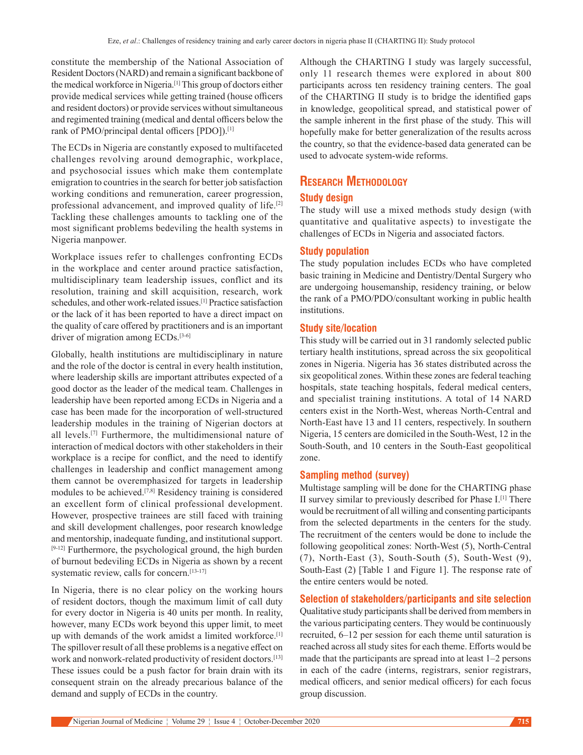constitute the membership of the National Association of Resident Doctors (NARD) and remain a significant backbone of the medical workforce in Nigeria.[1] This group of doctors either provide medical services while getting trained (house officers and resident doctors) or provide services without simultaneous and regimented training (medical and dental officers below the rank of PMO/principal dental officers [PDO]).[1]

The ECDs in Nigeria are constantly exposed to multifaceted challenges revolving around demographic, workplace, and psychosocial issues which make them contemplate emigration to countries in the search for better job satisfaction working conditions and remuneration, career progression, professional advancement, and improved quality of life.[2] Tackling these challenges amounts to tackling one of the most significant problems bedeviling the health systems in Nigeria manpower.

Workplace issues refer to challenges confronting ECDs in the workplace and center around practice satisfaction, multidisciplinary team leadership issues, conflict and its resolution, training and skill acquisition, research, work schedules, and other work-related issues.[1] Practice satisfaction or the lack of it has been reported to have a direct impact on the quality of care offered by practitioners and is an important driver of migration among ECDs.[3-6]

Globally, health institutions are multidisciplinary in nature and the role of the doctor is central in every health institution, where leadership skills are important attributes expected of a good doctor as the leader of the medical team. Challenges in leadership have been reported among ECDs in Nigeria and a case has been made for the incorporation of well-structured leadership modules in the training of Nigerian doctors at all levels.[7] Furthermore, the multidimensional nature of interaction of medical doctors with other stakeholders in their workplace is a recipe for conflict, and the need to identify challenges in leadership and conflict management among them cannot be overemphasized for targets in leadership modules to be achieved.[7,8] Residency training is considered an excellent form of clinical professional development. However, prospective trainees are still faced with training and skill development challenges, poor research knowledge and mentorship, inadequate funding, and institutional support.[9-12] Furthermore, the psychological ground, the high burden of burnout bedeviling ECDs in Nigeria as shown by a recent systematic review, calls for concern.[13-17]

In Nigeria, there is no clear policy on the working hours of resident doctors, though the maximum limit of call duty for every doctor in Nigeria is 40 units per month. In reality, however, many ECDs work beyond this upper limit, to meet up with demands of the work amidst a limited workforce.[1] The spillover result of all these problems is a negative effect on work and nonwork-related productivity of resident doctors.[13] These issues could be a push factor for brain drain with its consequent strain on the already precarious balance of the demand and supply of ECDs in the country.

Although the CHARTING I study was largely successful, only 11 research themes were explored in about 800 participants across ten residency training centers. The goal of the CHARTING II study is to bridge the identified gaps in knowledge, geopolitical spread, and statistical power of the sample inherent in the first phase of the study. This will hopefully make for better generalization of the results across the country, so that the evidence-based data generated can be used to advocate system-wide reforms.

## Research Methodology

### Study design

The study will use a mixed methods study design (with quantitative and qualitative aspects) to investigate the challenges of ECDs in Nigeria and associated factors.

### Study population

The study population includes ECDs who have completed basic training in Medicine and Dentistry/Dental Surgery who are undergoing housemanship, residency training, or below the rank of a PMO/PDO/consultant working in public health institutions.

### Study site/location

This study will be carried out in 31 randomly selected public tertiary health institutions, spread across the six geopolitical zones in Nigeria. Nigeria has 36 states distributed across the six geopolitical zones. Within these zones are federal teaching hospitals, state teaching hospitals, federal medical centers, and specialist training institutions. A total of 14 NARD centers exist in the North-West, whereas North-Central and North-East have 13 and 11 centers, respectively. In southern Nigeria, 15 centers are domiciled in the South-West, 12 in the South-South, and 10 centers in the South-East geopolitical zone.

### Sampling method (survey)

Multistage sampling will be done for the CHARTING phase II survey similar to previously described for Phase I.[1] There would be recruitment of all willing and consenting participants from the selected departments in the centers for the study. The recruitment of the centers would be done to include the following geopolitical zones: North-West (5), North-Central (7), North-East (3), South-South (5), South-West (9), South-East (2) [Table 1 and Figure 1]. The response rate of the entire centers would be noted.

### Selection of stakeholders/participants and site selection

Qualitative study participants shall be derived from members in the various participating centers. They would be continuously recruited, 6–12 per session for each theme until saturation is reached across all study sites for each theme. Efforts would be made that the participants are spread into at least 1–2 persons in each of the cadre (interns, registrars, senior registrars, medical officers, and senior medical officers) for each focus group discussion.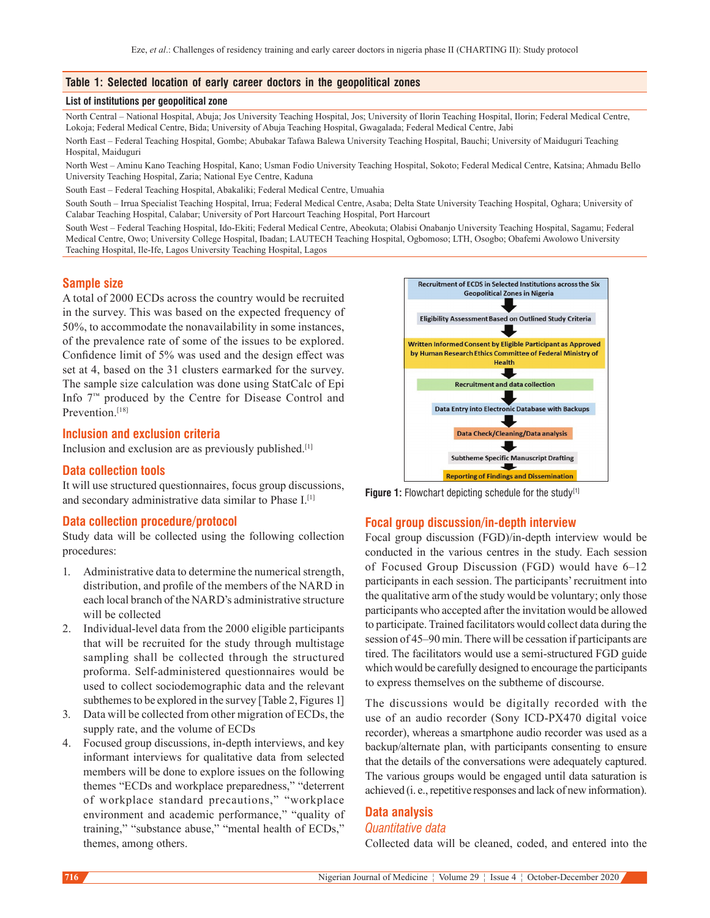**Table 1: Selected location of early career doctors in the geopolitical zones**

| List of institutions per geopolitical zone |
|---|
| North Central – National Hospital, Abuja; Jos University Teaching Hospital, Jos; University of Ilorin Teaching Hospital, Ilorin; Federal Medical Centre, Lokoja; Federal Medical Centre, Bida; University of Abuja Teaching Hospital, Gwagalada; Federal Medical Centre, Jabi |
| North East – Federal Teaching Hospital, Gombe; Abubakar Tafawa Balewa University Teaching Hospital, Bauchi; University of Maiduguri Teaching Hospital, Maiduguri |
| North West – Aminu Kano Teaching Hospital, Kano; Usman Fodio University Teaching Hospital, Sokoto; Federal Medical Centre, Katsina; Ahmadu Bello University Teaching Hospital, Zaria; National Eye Centre, Kaduna |
| South East – Federal Teaching Hospital, Abakaliki; Federal Medical Centre, Umuahia |
| South South – Irrua Specialist Teaching Hospital, Irrua; Federal Medical Centre, Asaba; Delta State University Teaching Hospital, Oghara; University of Calabar Teaching Hospital, Calabar; University of Port Harcourt Teaching Hospital, Port Harcourt |
| South West – Federal Teaching Hospital, Ido-Ekiti; Federal Medical Centre, Abeokuta; Olabisi Onabanjo University Teaching Hospital, Sagamu; Federal Medical Centre, Owo; University College Hospital, Ibadan; LAUTECH Teaching Hospital, Ogbomoso; LTH, Osogbo; Obafemi Awolowo University Teaching Hospital, Ile-Ife, Lagos University Teaching Hospital, Lagos |

## Sample size

A total of 2000 ECDs across the country would be recruited in the survey. This was based on the expected frequency of 50%, to accommodate the nonavailability in some instances, of the prevalence rate of some of the issues to be explored. Confidence limit of 5% was used and the design effect was set at 4, based on the 31 clusters earmarked for the survey. The sample size calculation was done using StatCalc of Epi Info 7™ produced by the Centre for Disease Control and Prevention.[18]

## Inclusion and exclusion criteria

Inclusion and exclusion are as previously published.[1]

## Data collection tools

It will use structured questionnaires, focus group discussions, and secondary administrative data similar to Phase I.[1]

## Data collection procedure/protocol

Study data will be collected using the following collection procedures:

1. Administrative data to determine the numerical strength, distribution, and profile of the members of the NARD in each local branch of the NARD's administrative structure will be collected
2. Individual-level data from the 2000 eligible participants that will be recruited for the study through multistage sampling shall be collected through the structured proforma. Self-administered questionnaires would be used to collect sociodemographic data and the relevant subthemes to be explored in the survey [Table 2, Figures 1]
3. Data will be collected from other migration of ECDs, the supply rate, and the volume of ECDs
4. Focused group discussions, in-depth interviews, and key informant interviews for qualitative data from selected members will be done to explore issues on the following themes "ECDs and workplace preparedness," "deterrent of workplace standard precautions," "workplace environment and academic performance," "quality of training," "substance abuse," "mental health of ECDs," themes, among others.

Recruitment of ECDS in Selected Institutions across the Six Geopolitical Zones in Nigeria
↓
Eligibility Assessment Based on Outlined Study Criteria
↓
Written Informed Consent by Eligible Participant as Approved by Human Research Ethics Committee of Federal Ministry of Health
↓
Recruitment and data collection
↓
Data Entry into Electronic Database with Backups
↓
Data Check/Cleaning/Data analysis
↓
Subtheme Specific Manuscript Drafting
↓
Reporting of Findings and Dissemination

**Figure 1:** Flowchart depicting schedule for the study[1]

## Focal group discussion/in-depth interview

Focal group discussion (FGD)/in-depth interview would be conducted in the various centres in the study. Each session of Focused Group Discussion (FGD) would have 6–12 participants in each session. The participants' recruitment into the qualitative arm of the study would be voluntary; only those participants who accepted after the invitation would be allowed to participate. Trained facilitators would collect data during the session of 45–90 min. There will be cessation if participants are tired. The facilitators would use a semi-structured FGD guide which would be carefully designed to encourage the participants to express themselves on the subtheme of discourse.

The discussions would be digitally recorded with the use of an audio recorder (Sony ICD-PX470 digital voice recorder), whereas a smartphone audio recorder was used as a backup/alternate plan, with participants consenting to ensure that the details of the conversations were adequately captured. The various groups would be engaged until data saturation is achieved (i. e., repetitive responses and lack of new information).

## Data analysis

### *Quantitative data*

Collected data will be cleaned, coded, and entered into the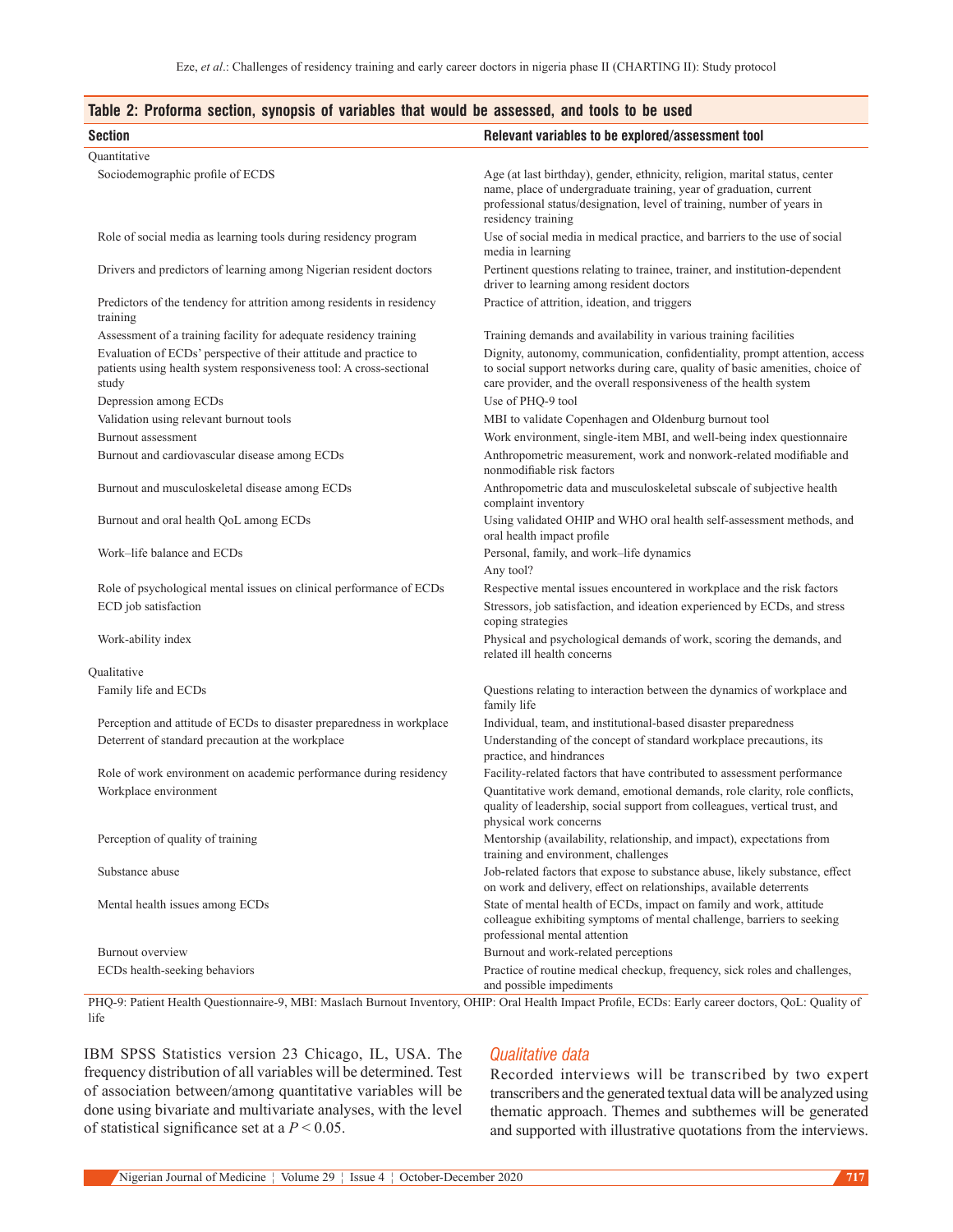**Table 2: Proforma section, synopsis of variables that would be assessed, and tools to be used**

| Section | Relevant variables to be explored/assessment tool |
|---|---|
| Quantitative | |
| Sociodemographic profile of ECDS | Age (at last birthday), gender, ethnicity, religion, marital status, center name, place of undergraduate training, year of graduation, current professional status/designation, level of training, number of years in residency training |
| Role of social media as learning tools during residency program | Use of social media in medical practice, and barriers to the use of social media in learning |
| Drivers and predictors of learning among Nigerian resident doctors | Pertinent questions relating to trainee, trainer, and institution-dependent driver to learning among resident doctors |
| Predictors of the tendency for attrition among residents in residency training | Practice of attrition, ideation, and triggers |
| Assessment of a training facility for adequate residency training | Training demands and availability in various training facilities |
| Evaluation of ECDs' perspective of their attitude and practice to patients using health system responsiveness tool: A cross-sectional study | Dignity, autonomy, communication, confidentiality, prompt attention, access to social support networks during care, quality of basic amenities, choice of care provider, and the overall responsiveness of the health system |
| Depression among ECDs | Use of PHQ-9 tool |
| Validation using relevant burnout tools | MBI to validate Copenhagen and Oldenburg burnout tool |
| Burnout assessment | Work environment, single-item MBI, and well-being index questionnaire |
| Burnout and cardiovascular disease among ECDs | Anthropometric measurement, work and nonwork-related modifiable and nonmodifiable risk factors |
| Burnout and musculoskeletal disease among ECDs | Anthropometric data and musculoskeletal subscale of subjective health complaint inventory |
| Burnout and oral health QoL among ECDs | Using validated OHIP and WHO oral health self-assessment methods, and oral health impact profile |
| Work–life balance and ECDs | Personal, family, and work–life dynamics<br>Any tool? |
| Role of psychological mental issues on clinical performance of ECDs | Respective mental issues encountered in workplace and the risk factors |
| ECD job satisfaction | Stressors, job satisfaction, and ideation experienced by ECDs, and stress coping strategies |
| Work-ability index | Physical and psychological demands of work, scoring the demands, and related ill health concerns |
| Qualitative | |
| Family life and ECDs | Questions relating to interaction between the dynamics of workplace and family life |
| Perception and attitude of ECDs to disaster preparedness in workplace | Individual, team, and institutional-based disaster preparedness |
| Deterrent of standard precaution at the workplace | Understanding of the concept of standard workplace precautions, its practice, and hindrances |
| Role of work environment on academic performance during residency | Facility-related factors that have contributed to assessment performance |
| Workplace environment | Quantitative work demand, emotional demands, role clarity, role conflicts, quality of leadership, social support from colleagues, vertical trust, and physical work concerns |
| Perception of quality of training | Mentorship (availability, relationship, and impact), expectations from training and environment, challenges |
| Substance abuse | Job-related factors that expose to substance abuse, likely substance, effect on work and delivery, effect on relationships, available deterrents |
| Mental health issues among ECDs | State of mental health of ECDs, impact on family and work, attitude colleague exhibiting symptoms of mental challenge, barriers to seeking professional mental attention |
| Burnout overview | Burnout and work-related perceptions |
| ECDs health-seeking behaviors | Practice of routine medical checkup, frequency, sick roles and challenges, and possible impediments |

PHQ-9: Patient Health Questionnaire-9, MBI: Maslach Burnout Inventory, OHIP: Oral Health Impact Profile, ECDs: Early career doctors, QoL: Quality of life

IBM SPSS Statistics version 23 Chicago, IL, USA. The frequency distribution of all variables will be determined. Test of association between/among quantitative variables will be done using bivariate and multivariate analyses, with the level of statistical significance set at a $P < 0.05$.

### *Qualitative data*

Recorded interviews will be transcribed by two expert transcribers and the generated textual data will be analyzed using thematic approach. Themes and subthemes will be generated and supported with illustrative quotations from the interviews.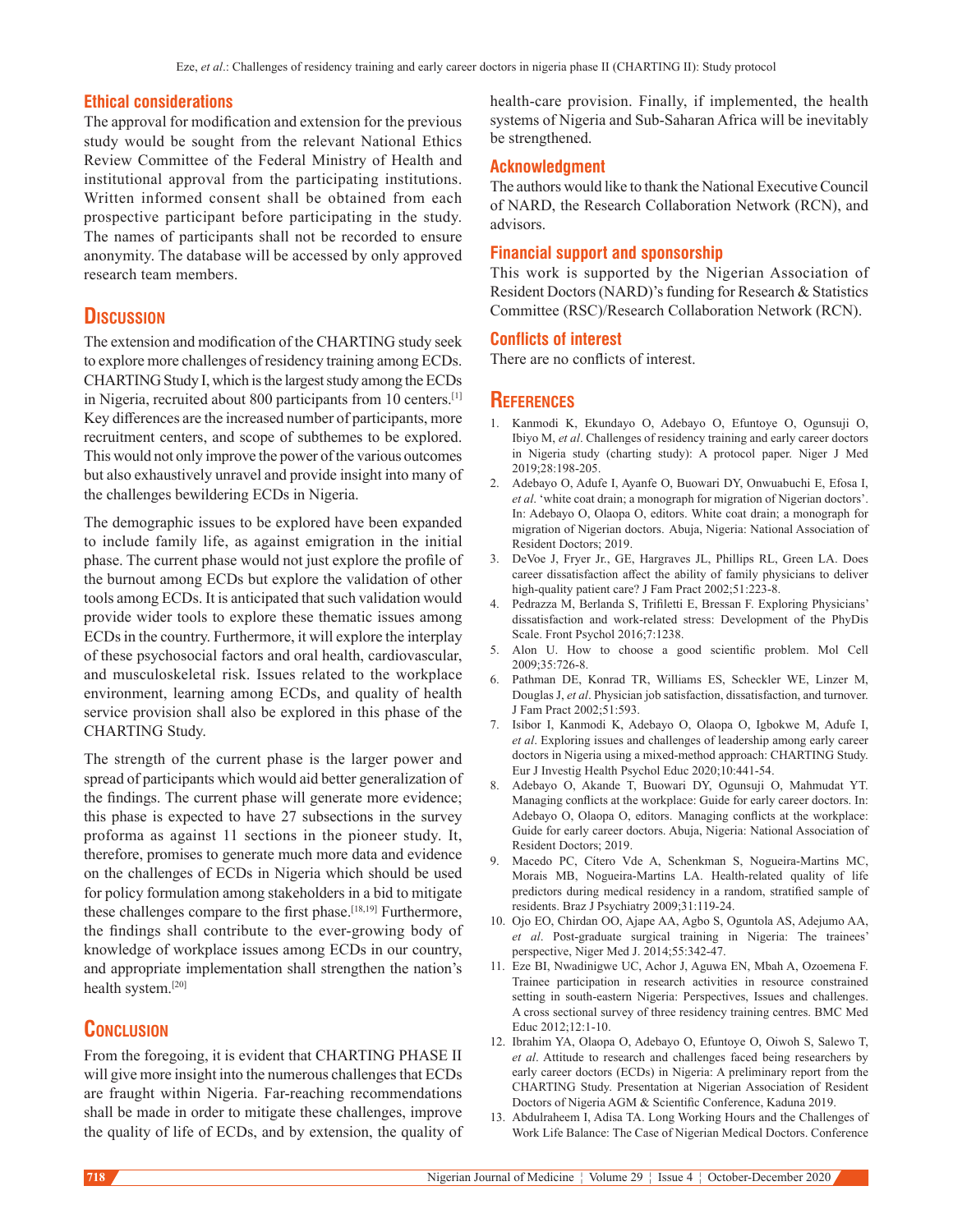## Ethical considerations

The approval for modification and extension for the previous study would be sought from the relevant National Ethics Review Committee of the Federal Ministry of Health and institutional approval from the participating institutions. Written informed consent shall be obtained from each prospective participant before participating in the study. The names of participants shall not be recorded to ensure anonymity. The database will be accessed by only approved research team members.

# Discussion

The extension and modification of the CHARTING study seek to explore more challenges of residency training among ECDs. CHARTING Study I, which is the largest study among the ECDs in Nigeria, recruited about 800 participants from 10 centers.[1] Key differences are the increased number of participants, more recruitment centers, and scope of subthemes to be explored. This would not only improve the power of the various outcomes but also exhaustively unravel and provide insight into many of the challenges bewildering ECDs in Nigeria.

The demographic issues to be explored have been expanded to include family life, as against emigration in the initial phase. The current phase would not just explore the profile of the burnout among ECDs but explore the validation of other tools among ECDs. It is anticipated that such validation would provide wider tools to explore these thematic issues among ECDs in the country. Furthermore, it will explore the interplay of these psychosocial factors and oral health, cardiovascular, and musculoskeletal risk. Issues related to the workplace environment, learning among ECDs, and quality of health service provision shall also be explored in this phase of the CHARTING Study.

The strength of the current phase is the larger power and spread of participants which would aid better generalization of the findings. The current phase will generate more evidence; this phase is expected to have 27 subsections in the survey proforma as against 11 sections in the pioneer study. It, therefore, promises to generate much more data and evidence on the challenges of ECDs in Nigeria which should be used for policy formulation among stakeholders in a bid to mitigate these challenges compare to the first phase.[18,19] Furthermore, the findings shall contribute to the ever-growing body of knowledge of workplace issues among ECDs in our country, and appropriate implementation shall strengthen the nation's health system.[20]

# Conclusion

From the foregoing, it is evident that CHARTING PHASE II will give more insight into the numerous challenges that ECDs are fraught within Nigeria. Far-reaching recommendations shall be made in order to mitigate these challenges, improve the quality of life of ECDs, and by extension, the quality of health-care provision. Finally, if implemented, the health systems of Nigeria and Sub-Saharan Africa will be inevitably be strengthened.

## Acknowledgment

The authors would like to thank the National Executive Council of NARD, the Research Collaboration Network (RCN), and advisors.

## Financial support and sponsorship

This work is supported by the Nigerian Association of Resident Doctors (NARD)'s funding for Research & Statistics Committee (RSC)/Research Collaboration Network (RCN).

## Conflicts of interest

There are no conflicts of interest.

# References

1. Kanmodi K, Ekundayo O, Adebayo O, Efuntoye O, Ogunsuji O, Ibiyo M, *et al*. Challenges of residency training and early career doctors in Nigeria study (charting study): A protocol paper. Niger J Med 2019;28:198-205.
2. Adebayo O, Adufe I, Ayanfe O, Buowari DY, Onwuabuchi E, Efosa I, *et al*. 'white coat drain; a monograph for migration of Nigerian doctors'. In: Adebayo O, Olaopa O, editors. White coat drain; a monograph for migration of Nigerian doctors. Abuja, Nigeria: National Association of Resident Doctors; 2019.
3. DeVoe J, Fryer Jr., GE, Hargraves JL, Phillips RL, Green LA. Does career dissatisfaction affect the ability of family physicians to deliver high-quality patient care? J Fam Pract 2002;51:223-8.
4. Pedrazza M, Berlanda S, Trifiletti E, Bressan F. Exploring Physicians' dissatisfaction and work-related stress: Development of the PhyDis Scale. Front Psychol 2016;7:1238.
5. Alon U. How to choose a good scientific problem. Mol Cell 2009;35:726-8.
6. Pathman DE, Konrad TR, Williams ES, Scheckler WE, Linzer M, Douglas J, *et al*. Physician job satisfaction, dissatisfaction, and turnover. J Fam Pract 2002;51:593.
7. Isibor I, Kanmodi K, Adebayo O, Olaopa O, Igbokwe M, Adufe I, *et al*. Exploring issues and challenges of leadership among early career doctors in Nigeria using a mixed-method approach: CHARTING Study. Eur J Investig Health Psychol Educ 2020;10:441-54.
8. Adebayo O, Akande T, Buowari DY, Ogunsuji O, Mahmudat YT. Managing conflicts at the workplace: Guide for early career doctors. In: Adebayo O, Olaopa O, editors. Managing conflicts at the workplace: Guide for early career doctors. Abuja, Nigeria: National Association of Resident Doctors; 2019.
9. Macedo PC, Cítero Vde A, Schenkman S, Nogueira-Martins MC, Morais MB, Nogueira-Martins LA. Health-related quality of life predictors during medical residency in a random, stratified sample of residents. Braz J Psychiatry 2009;31:119-24.
10. Ojo EO, Chirdan OO, Ajape AA, Agbo S, Oguntola AS, Adejumo AA, *et al*. Post-graduate surgical training in Nigeria: The trainees' perspective, Niger Med J. 2014;55:342-47.
11. Eze BI, Nwadinigwe UC, Achor J, Aguwa EN, Mbah A, Ozoemena F. Trainee participation in research activities in resource constrained setting in south-eastern Nigeria: Perspectives, Issues and challenges. A cross sectional survey of three residency training centres. BMC Med Educ 2012;12:1-10.
12. Ibrahim YA, Olaopa O, Adebayo O, Efuntoye O, Oiwoh S, Salewo T, *et al*. Attitude to research and challenges faced being researchers by early career doctors (ECDs) in Nigeria: A preliminary report from the CHARTING Study. Presentation at Nigerian Association of Resident Doctors of Nigeria AGM & Scientific Conference, Kaduna 2019.
13. Abdulraheem I, Adisa TA. Long Working Hours and the Challenges of Work Life Balance: The Case of Nigerian Medical Doctors. Conference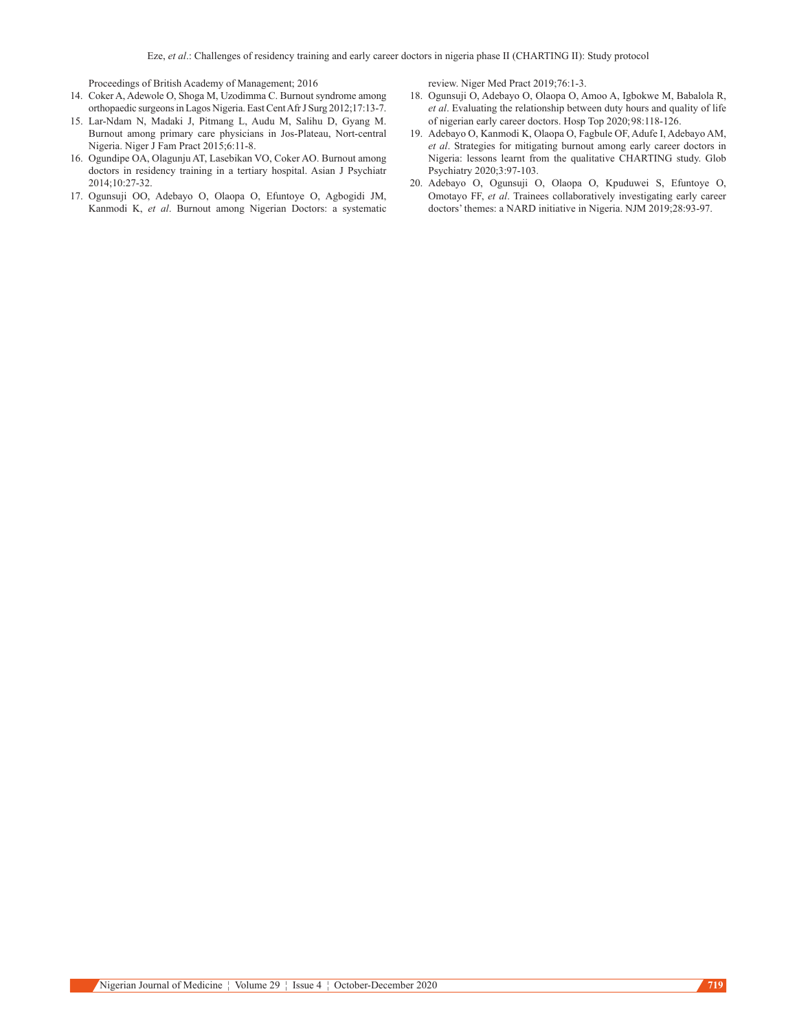Proceedings of British Academy of Management; 2016

14. Coker A, Adewole O, Shoga M, Uzodimma C. Burnout syndrome among orthopaedic surgeons in Lagos Nigeria. East Cent Afr J Surg 2012;17:13-7.
15. Lar-Ndam N, Madaki J, Pitmang L, Audu M, Salihu D, Gyang M. Burnout among primary care physicians in Jos-Plateau, Nort-central Nigeria. Niger J Fam Pract 2015;6:11-8.
16. Ogundipe OA, Olagunju AT, Lasebikan VO, Coker AO. Burnout among doctors in residency training in a tertiary hospital. Asian J Psychiatr 2014;10:27-32.
17. Ogunsuji OO, Adebayo O, Olaopa O, Efuntoye O, Agbogidi JM, Kanmodi K, *et al*. Burnout among Nigerian Doctors: a systematic review. Niger Med Pract 2019;76:1-3.
18. Ogunsuji O, Adebayo O, Olaopa O, Amoo A, Igbokwe M, Babalola R, *et al*. Evaluating the relationship between duty hours and quality of life of nigerian early career doctors. Hosp Top 2020;98:118-126.
19. Adebayo O, Kanmodi K, Olaopa O, Fagbule OF, Adufe I, Adebayo AM, *et al*. Strategies for mitigating burnout among early career doctors in Nigeria: lessons learnt from the qualitative CHARTING study. Glob Psychiatry 2020;3:97-103.
20. Adebayo O, Ogunsuji O, Olaopa O, Kpuduwei S, Efuntoye O, Omotayo FF, *et al*. Trainees collaboratively investigating early career doctors' themes: a NARD initiative in Nigeria. NJM 2019;28:93-97.